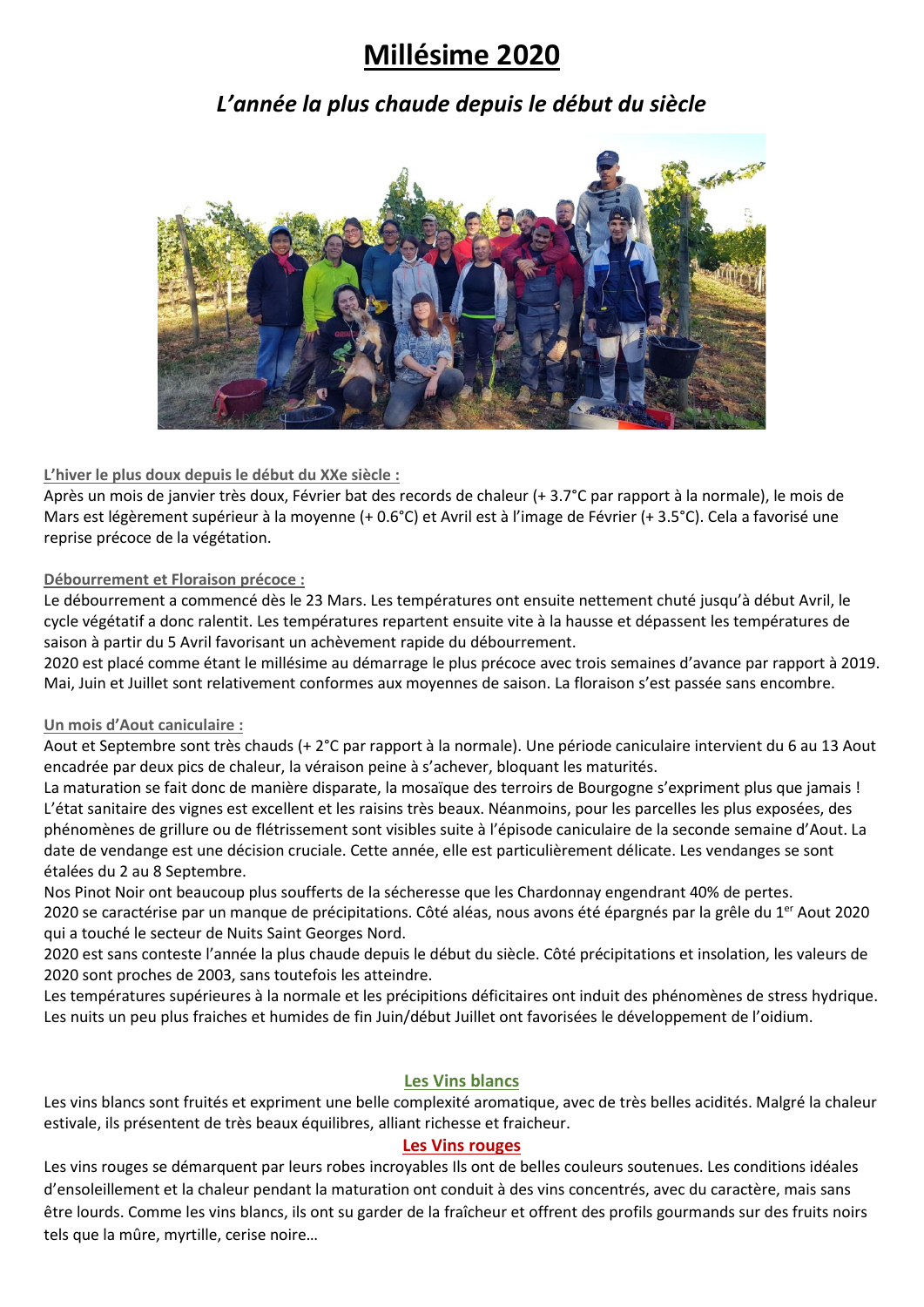# Millésime 2020

## *L'année la plus chaude depuis le début du siècle*

**L'hiver le plus doux depuis le début du XXe siècle :**

Après un mois de janvier très doux, Février bat des records de chaleur (+ 3.7°C par rapport à la normale), le mois de Mars est légèrement supérieur à la moyenne (+ 0.6°C) et Avril est à l'image de Février (+ 3.5°C). Cela a favorisé une reprise précoce de la végétation.

**Débourrement et Floraison précoce :**

Le débourrement a commencé dès le 23 Mars. Les températures ont ensuite nettement chuté jusqu'à début Avril, le cycle végétatif a donc ralentit. Les températures repartent ensuite vite à la hausse et dépassent les températures de saison à partir du 5 Avril favorisant un achèvement rapide du débourrement.
2020 est placé comme étant le millésime au démarrage le plus précoce avec trois semaines d'avance par rapport à 2019.
Mai, Juin et Juillet sont relativement conformes aux moyennes de saison. La floraison s'est passée sans encombre.

**Un mois d'Aout caniculaire :**

Aout et Septembre sont très chauds (+ 2°C par rapport à la normale). Une période caniculaire intervient du 6 au 13 Aout encadrée par deux pics de chaleur, la véraison peine à s'achever, bloquant les maturités.
La maturation se fait donc de manière disparate, la mosaïque des terroirs de Bourgogne s'expriment plus que jamais !
L'état sanitaire des vignes est excellent et les raisins très beaux. Néanmoins, pour les parcelles les plus exposées, des phénomènes de grillure ou de flétrissement sont visibles suite à l'épisode caniculaire de la seconde semaine d'Aout. La date de vendange est une décision cruciale. Cette année, elle est particulièrement délicate. Les vendanges se sont étalées du 2 au 8 Septembre.
Nos Pinot Noir ont beaucoup plus soufferts de la sécheresse que les Chardonnay engendrant 40% de pertes.
2020 se caractérise par un manque de précipitations. Côté aléas, nous avons été épargnés par la grêle du 1er Aout 2020 qui a touché le secteur de Nuits Saint Georges Nord.
2020 est sans conteste l'année la plus chaude depuis le début du siècle. Côté précipitations et insolation, les valeurs de 2020 sont proches de 2003, sans toutefois les atteindre.
Les températures supérieures à la normale et les précipitions déficitaires ont induit des phénomènes de stress hydrique. Les nuits un peu plus fraiches et humides de fin Juin/début Juillet ont favorisées le développement de l'oidium.

### Les Vins blancs

Les vins blancs sont fruités et expriment une belle complexité aromatique, avec de très belles acidités. Malgré la chaleur estivale, ils présentent de très beaux équilibres, alliant richesse et fraicheur.

### Les Vins rouges

Les vins rouges se démarquent par leurs robes incroyables Ils ont de belles couleurs soutenues. Les conditions idéales d'ensoleillement et la chaleur pendant la maturation ont conduit à des vins concentrés, avec du caractère, mais sans être lourds. Comme les vins blancs, ils ont su garder de la fraîcheur et offrent des profils gourmands sur des fruits noirs tels que la mûre, myrtille, cerise noire…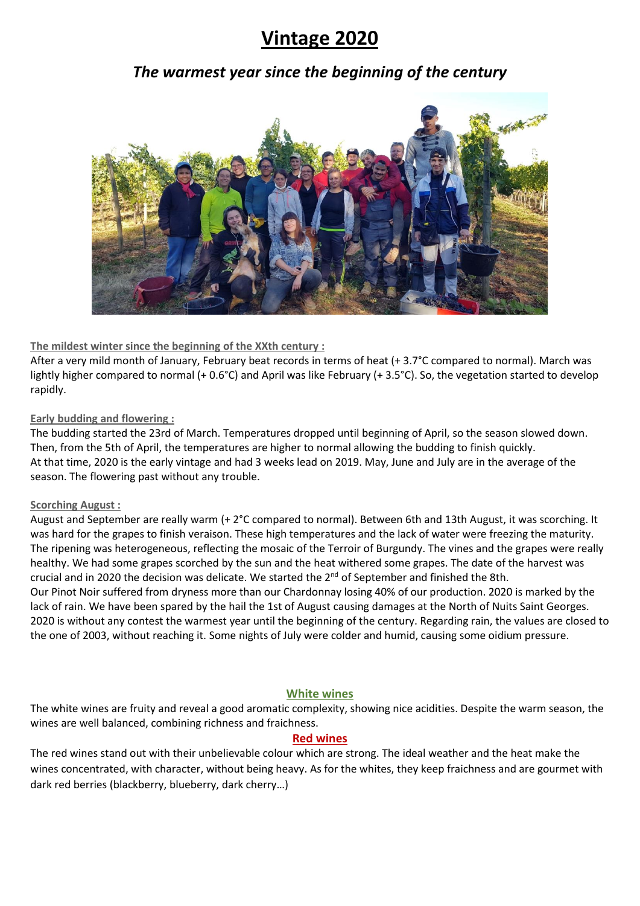# Vintage 2020

## *The warmest year since the beginning of the century*

**The mildest winter since the beginning of the XXth century :**

After a very mild month of January, February beat records in terms of heat (+ 3.7°C compared to normal). March was lightly higher compared to normal (+ 0.6°C) and April was like February (+ 3.5°C). So, the vegetation started to develop rapidly.

**Early budding and flowering :**

The budding started the 23rd of March. Temperatures dropped until beginning of April, so the season slowed down. Then, from the 5th of April, the temperatures are higher to normal allowing the budding to finish quickly.
At that time, 2020 is the early vintage and had 3 weeks lead on 2019. May, June and July are in the average of the season. The flowering past without any trouble.

**Scorching August :**

August and September are really warm (+ 2°C compared to normal). Between 6th and 13th August, it was scorching. It was hard for the grapes to finish veraison. These high temperatures and the lack of water were freezing the maturity. The ripening was heterogeneous, reflecting the mosaic of the Terroir of Burgundy. The vines and the grapes were really healthy. We had some grapes scorched by the sun and the heat withered some grapes. The date of the harvest was crucial and in 2020 the decision was delicate. We started the 2nd of September and finished the 8th.
Our Pinot Noir suffered from dryness more than our Chardonnay losing 40% of our production. 2020 is marked by the lack of rain. We have been spared by the hail the 1st of August causing damages at the North of Nuits Saint Georges. 2020 is without any contest the warmest year until the beginning of the century. Regarding rain, the values are closed to the one of 2003, without reaching it. Some nights of July were colder and humid, causing some oidium pressure.

### White wines

The white wines are fruity and reveal a good aromatic complexity, showing nice acidities. Despite the warm season, the wines are well balanced, combining richness and fraichness.

### Red wines

The red wines stand out with their unbelievable colour which are strong. The ideal weather and the heat make the wines concentrated, with character, without being heavy. As for the whites, they keep fraichness and are gourmet with dark red berries (blackberry, blueberry, dark cherry…)